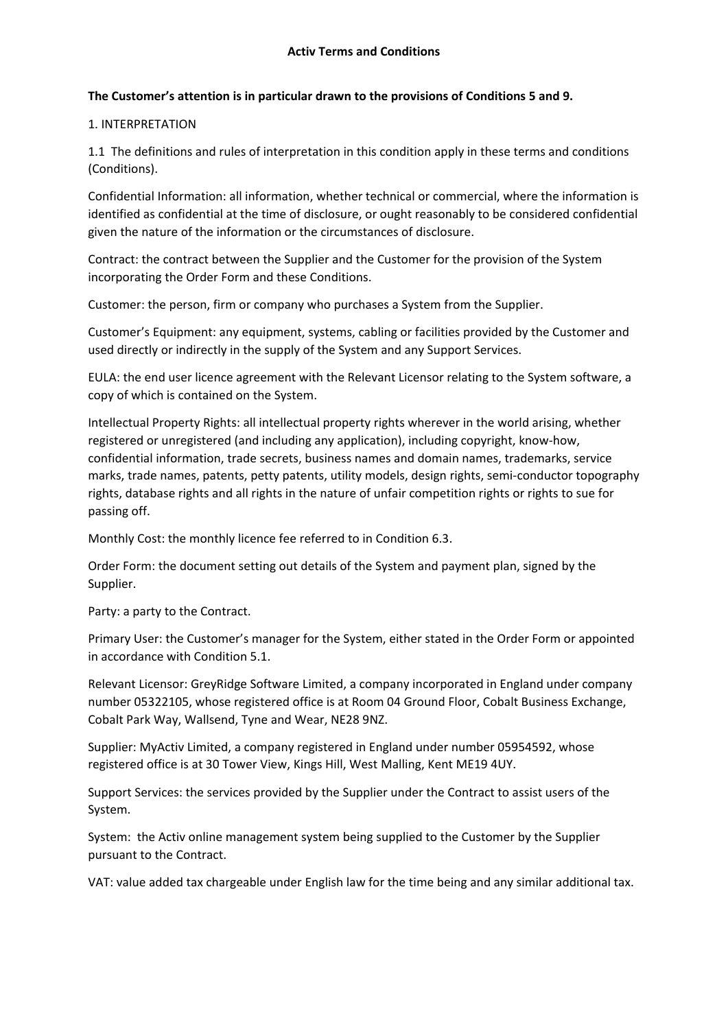# Activ Terms and Conditions

**The Customer's attention is in particular drawn to the provisions of Conditions 5 and 9.**

1. INTERPRETATION

1.1 The definitions and rules of interpretation in this condition apply in these terms and conditions (Conditions).

Confidential Information: all information, whether technical or commercial, where the information is identified as confidential at the time of disclosure, or ought reasonably to be considered confidential given the nature of the information or the circumstances of disclosure.

Contract: the contract between the Supplier and the Customer for the provision of the System incorporating the Order Form and these Conditions.

Customer: the person, firm or company who purchases a System from the Supplier.

Customer's Equipment: any equipment, systems, cabling or facilities provided by the Customer and used directly or indirectly in the supply of the System and any Support Services.

EULA: the end user licence agreement with the Relevant Licensor relating to the System software, a copy of which is contained on the System.

Intellectual Property Rights: all intellectual property rights wherever in the world arising, whether registered or unregistered (and including any application), including copyright, know-how, confidential information, trade secrets, business names and domain names, trademarks, service marks, trade names, patents, petty patents, utility models, design rights, semi-conductor topography rights, database rights and all rights in the nature of unfair competition rights or rights to sue for passing off.

Monthly Cost: the monthly licence fee referred to in Condition 6.3.

Order Form: the document setting out details of the System and payment plan, signed by the Supplier.

Party: a party to the Contract.

Primary User: the Customer's manager for the System, either stated in the Order Form or appointed in accordance with Condition 5.1.

Relevant Licensor: GreyRidge Software Limited, a company incorporated in England under company number 05322105, whose registered office is at Room 04 Ground Floor, Cobalt Business Exchange, Cobalt Park Way, Wallsend, Tyne and Wear, NE28 9NZ.

Supplier: MyActiv Limited, a company registered in England under number 05954592, whose registered office is at 30 Tower View, Kings Hill, West Malling, Kent ME19 4UY.

Support Services: the services provided by the Supplier under the Contract to assist users of the System.

System: the Activ online management system being supplied to the Customer by the Supplier pursuant to the Contract.

VAT: value added tax chargeable under English law for the time being and any similar additional tax.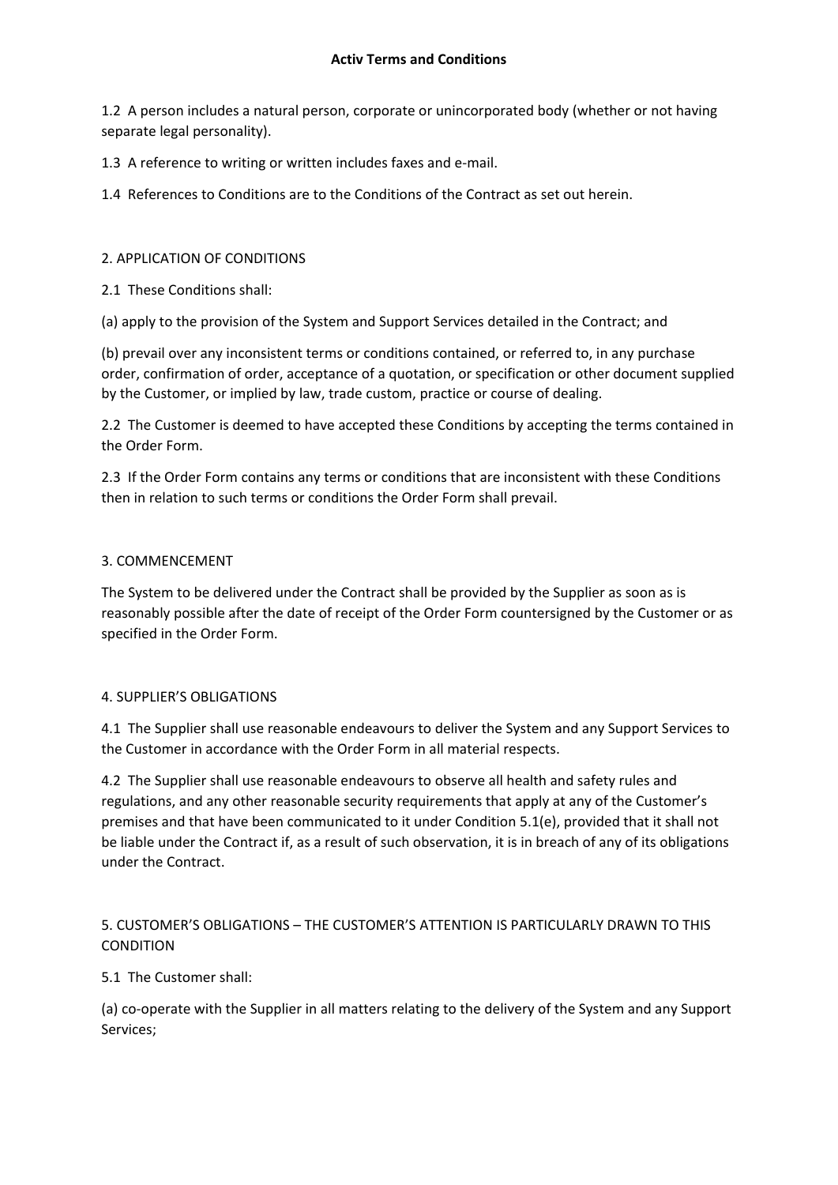1.2 A person includes a natural person, corporate or unincorporated body (whether or not having separate legal personality).

1.3 A reference to writing or written includes faxes and e-mail.

1.4 References to Conditions are to the Conditions of the Contract as set out herein.

## 2. APPLICATION OF CONDITIONS

2.1 These Conditions shall:

(a) apply to the provision of the System and Support Services detailed in the Contract; and

(b) prevail over any inconsistent terms or conditions contained, or referred to, in any purchase order, confirmation of order, acceptance of a quotation, or specification or other document supplied by the Customer, or implied by law, trade custom, practice or course of dealing.

2.2 The Customer is deemed to have accepted these Conditions by accepting the terms contained in the Order Form.

2.3 If the Order Form contains any terms or conditions that are inconsistent with these Conditions then in relation to such terms or conditions the Order Form shall prevail.

## 3. COMMENCEMENT

The System to be delivered under the Contract shall be provided by the Supplier as soon as is reasonably possible after the date of receipt of the Order Form countersigned by the Customer or as specified in the Order Form.

## 4. SUPPLIER'S OBLIGATIONS

4.1 The Supplier shall use reasonable endeavours to deliver the System and any Support Services to the Customer in accordance with the Order Form in all material respects.

4.2 The Supplier shall use reasonable endeavours to observe all health and safety rules and regulations, and any other reasonable security requirements that apply at any of the Customer's premises and that have been communicated to it under Condition 5.1(e), provided that it shall not be liable under the Contract if, as a result of such observation, it is in breach of any of its obligations under the Contract.

## 5. CUSTOMER'S OBLIGATIONS – THE CUSTOMER'S ATTENTION IS PARTICULARLY DRAWN TO THIS CONDITION

5.1 The Customer shall:

(a) co-operate with the Supplier in all matters relating to the delivery of the System and any Support Services;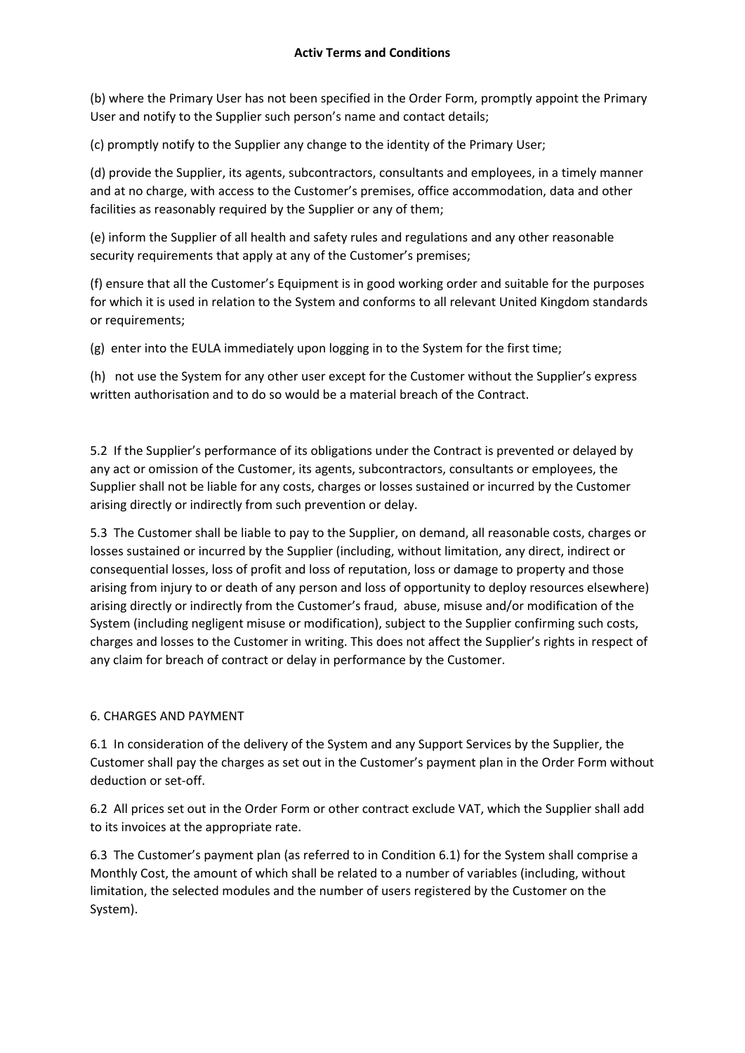(b) where the Primary User has not been specified in the Order Form, promptly appoint the Primary User and notify to the Supplier such person's name and contact details;

(c) promptly notify to the Supplier any change to the identity of the Primary User;

(d) provide the Supplier, its agents, subcontractors, consultants and employees, in a timely manner and at no charge, with access to the Customer's premises, office accommodation, data and other facilities as reasonably required by the Supplier or any of them;

(e) inform the Supplier of all health and safety rules and regulations and any other reasonable security requirements that apply at any of the Customer's premises;

(f) ensure that all the Customer's Equipment is in good working order and suitable for the purposes for which it is used in relation to the System and conforms to all relevant United Kingdom standards or requirements;

(g) enter into the EULA immediately upon logging in to the System for the first time;

(h) not use the System for any other user except for the Customer without the Supplier's express written authorisation and to do so would be a material breach of the Contract.

5.2 If the Supplier's performance of its obligations under the Contract is prevented or delayed by any act or omission of the Customer, its agents, subcontractors, consultants or employees, the Supplier shall not be liable for any costs, charges or losses sustained or incurred by the Customer arising directly or indirectly from such prevention or delay.

5.3 The Customer shall be liable to pay to the Supplier, on demand, all reasonable costs, charges or losses sustained or incurred by the Supplier (including, without limitation, any direct, indirect or consequential losses, loss of profit and loss of reputation, loss or damage to property and those arising from injury to or death of any person and loss of opportunity to deploy resources elsewhere) arising directly or indirectly from the Customer's fraud, abuse, misuse and/or modification of the System (including negligent misuse or modification), subject to the Supplier confirming such costs, charges and losses to the Customer in writing. This does not affect the Supplier's rights in respect of any claim for breach of contract or delay in performance by the Customer.

6. CHARGES AND PAYMENT

6.1 In consideration of the delivery of the System and any Support Services by the Supplier, the Customer shall pay the charges as set out in the Customer's payment plan in the Order Form without deduction or set-off.

6.2 All prices set out in the Order Form or other contract exclude VAT, which the Supplier shall add to its invoices at the appropriate rate.

6.3 The Customer's payment plan (as referred to in Condition 6.1) for the System shall comprise a Monthly Cost, the amount of which shall be related to a number of variables (including, without limitation, the selected modules and the number of users registered by the Customer on the System).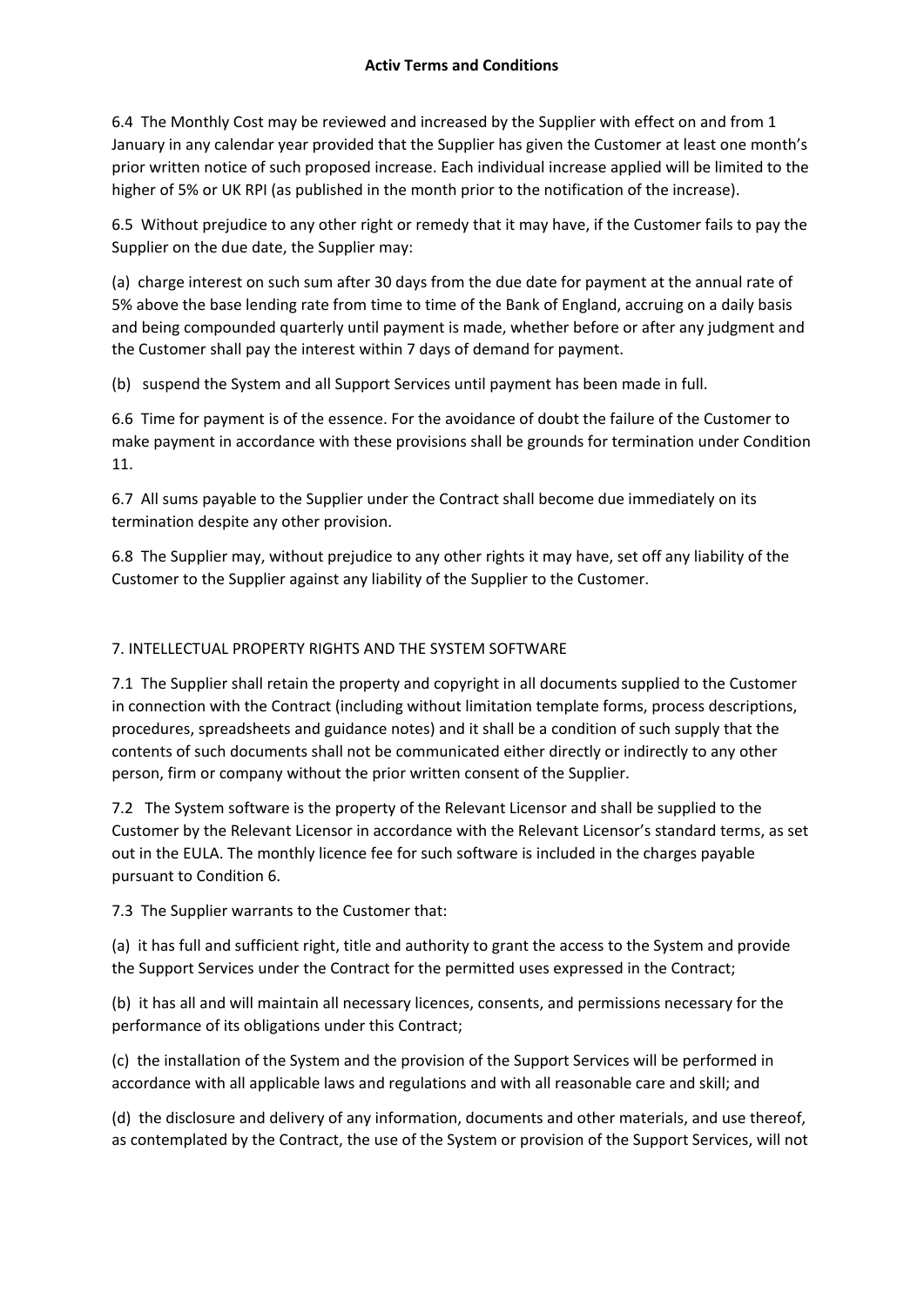6.4 The Monthly Cost may be reviewed and increased by the Supplier with effect on and from 1 January in any calendar year provided that the Supplier has given the Customer at least one month's prior written notice of such proposed increase. Each individual increase applied will be limited to the higher of 5% or UK RPI (as published in the month prior to the notification of the increase).

6.5 Without prejudice to any other right or remedy that it may have, if the Customer fails to pay the Supplier on the due date, the Supplier may:

(a) charge interest on such sum after 30 days from the due date for payment at the annual rate of 5% above the base lending rate from time to time of the Bank of England, accruing on a daily basis and being compounded quarterly until payment is made, whether before or after any judgment and the Customer shall pay the interest within 7 days of demand for payment.

(b) suspend the System and all Support Services until payment has been made in full.

6.6 Time for payment is of the essence. For the avoidance of doubt the failure of the Customer to make payment in accordance with these provisions shall be grounds for termination under Condition 11.

6.7 All sums payable to the Supplier under the Contract shall become due immediately on its termination despite any other provision.

6.8 The Supplier may, without prejudice to any other rights it may have, set off any liability of the Customer to the Supplier against any liability of the Supplier to the Customer.

7. INTELLECTUAL PROPERTY RIGHTS AND THE SYSTEM SOFTWARE

7.1 The Supplier shall retain the property and copyright in all documents supplied to the Customer in connection with the Contract (including without limitation template forms, process descriptions, procedures, spreadsheets and guidance notes) and it shall be a condition of such supply that the contents of such documents shall not be communicated either directly or indirectly to any other person, firm or company without the prior written consent of the Supplier.

7.2 The System software is the property of the Relevant Licensor and shall be supplied to the Customer by the Relevant Licensor in accordance with the Relevant Licensor's standard terms, as set out in the EULA. The monthly licence fee for such software is included in the charges payable pursuant to Condition 6.

7.3 The Supplier warrants to the Customer that:

(a) it has full and sufficient right, title and authority to grant the access to the System and provide the Support Services under the Contract for the permitted uses expressed in the Contract;

(b) it has all and will maintain all necessary licences, consents, and permissions necessary for the performance of its obligations under this Contract;

(c) the installation of the System and the provision of the Support Services will be performed in accordance with all applicable laws and regulations and with all reasonable care and skill; and

(d) the disclosure and delivery of any information, documents and other materials, and use thereof, as contemplated by the Contract, the use of the System or provision of the Support Services, will not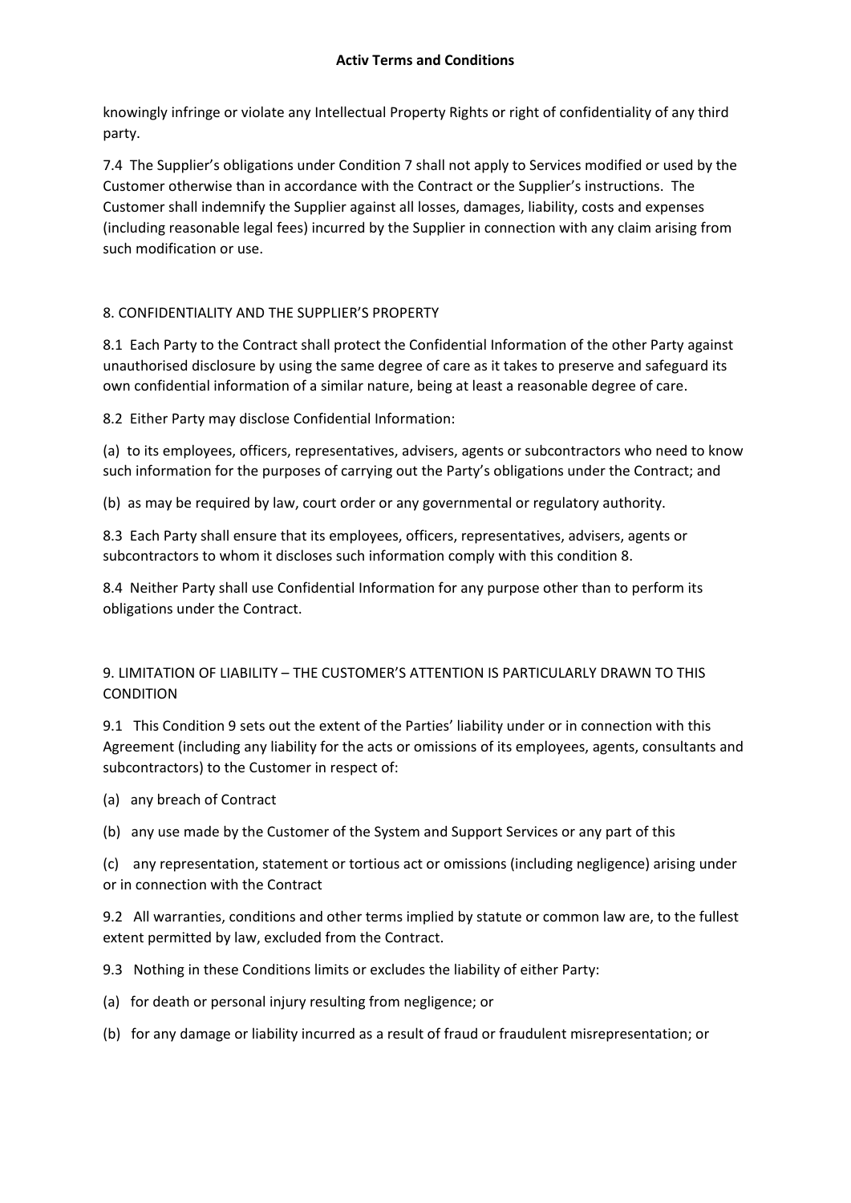knowingly infringe or violate any Intellectual Property Rights or right of confidentiality of any third party.

7.4 The Supplier's obligations under Condition 7 shall not apply to Services modified or used by the Customer otherwise than in accordance with the Contract or the Supplier's instructions. The Customer shall indemnify the Supplier against all losses, damages, liability, costs and expenses (including reasonable legal fees) incurred by the Supplier in connection with any claim arising from such modification or use.

8. CONFIDENTIALITY AND THE SUPPLIER'S PROPERTY

8.1 Each Party to the Contract shall protect the Confidential Information of the other Party against unauthorised disclosure by using the same degree of care as it takes to preserve and safeguard its own confidential information of a similar nature, being at least a reasonable degree of care.

8.2 Either Party may disclose Confidential Information:

(a) to its employees, officers, representatives, advisers, agents or subcontractors who need to know such information for the purposes of carrying out the Party's obligations under the Contract; and

(b) as may be required by law, court order or any governmental or regulatory authority.

8.3 Each Party shall ensure that its employees, officers, representatives, advisers, agents or subcontractors to whom it discloses such information comply with this condition 8.

8.4 Neither Party shall use Confidential Information for any purpose other than to perform its obligations under the Contract.

9. LIMITATION OF LIABILITY – THE CUSTOMER'S ATTENTION IS PARTICULARLY DRAWN TO THIS CONDITION

9.1 This Condition 9 sets out the extent of the Parties' liability under or in connection with this Agreement (including any liability for the acts or omissions of its employees, agents, consultants and subcontractors) to the Customer in respect of:

(a) any breach of Contract

(b) any use made by the Customer of the System and Support Services or any part of this

(c) any representation, statement or tortious act or omissions (including negligence) arising under or in connection with the Contract

9.2 All warranties, conditions and other terms implied by statute or common law are, to the fullest extent permitted by law, excluded from the Contract.

9.3 Nothing in these Conditions limits or excludes the liability of either Party:

(a) for death or personal injury resulting from negligence; or

(b) for any damage or liability incurred as a result of fraud or fraudulent misrepresentation; or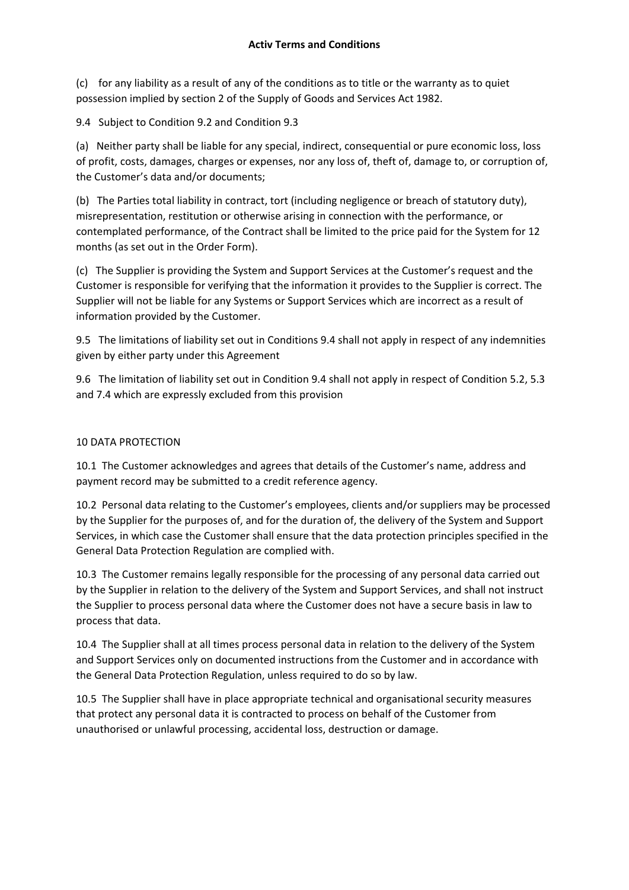(c) for any liability as a result of any of the conditions as to title or the warranty as to quiet possession implied by section 2 of the Supply of Goods and Services Act 1982.

9.4 Subject to Condition 9.2 and Condition 9.3

(a) Neither party shall be liable for any special, indirect, consequential or pure economic loss, loss of profit, costs, damages, charges or expenses, nor any loss of, theft of, damage to, or corruption of, the Customer's data and/or documents;

(b) The Parties total liability in contract, tort (including negligence or breach of statutory duty), misrepresentation, restitution or otherwise arising in connection with the performance, or contemplated performance, of the Contract shall be limited to the price paid for the System for 12 months (as set out in the Order Form).

(c) The Supplier is providing the System and Support Services at the Customer's request and the Customer is responsible for verifying that the information it provides to the Supplier is correct. The Supplier will not be liable for any Systems or Support Services which are incorrect as a result of information provided by the Customer.

9.5 The limitations of liability set out in Conditions 9.4 shall not apply in respect of any indemnities given by either party under this Agreement

9.6 The limitation of liability set out in Condition 9.4 shall not apply in respect of Condition 5.2, 5.3 and 7.4 which are expressly excluded from this provision

## 10 DATA PROTECTION

10.1 The Customer acknowledges and agrees that details of the Customer's name, address and payment record may be submitted to a credit reference agency.

10.2 Personal data relating to the Customer's employees, clients and/or suppliers may be processed by the Supplier for the purposes of, and for the duration of, the delivery of the System and Support Services, in which case the Customer shall ensure that the data protection principles specified in the General Data Protection Regulation are complied with.

10.3 The Customer remains legally responsible for the processing of any personal data carried out by the Supplier in relation to the delivery of the System and Support Services, and shall not instruct the Supplier to process personal data where the Customer does not have a secure basis in law to process that data.

10.4 The Supplier shall at all times process personal data in relation to the delivery of the System and Support Services only on documented instructions from the Customer and in accordance with the General Data Protection Regulation, unless required to do so by law.

10.5 The Supplier shall have in place appropriate technical and organisational security measures that protect any personal data it is contracted to process on behalf of the Customer from unauthorised or unlawful processing, accidental loss, destruction or damage.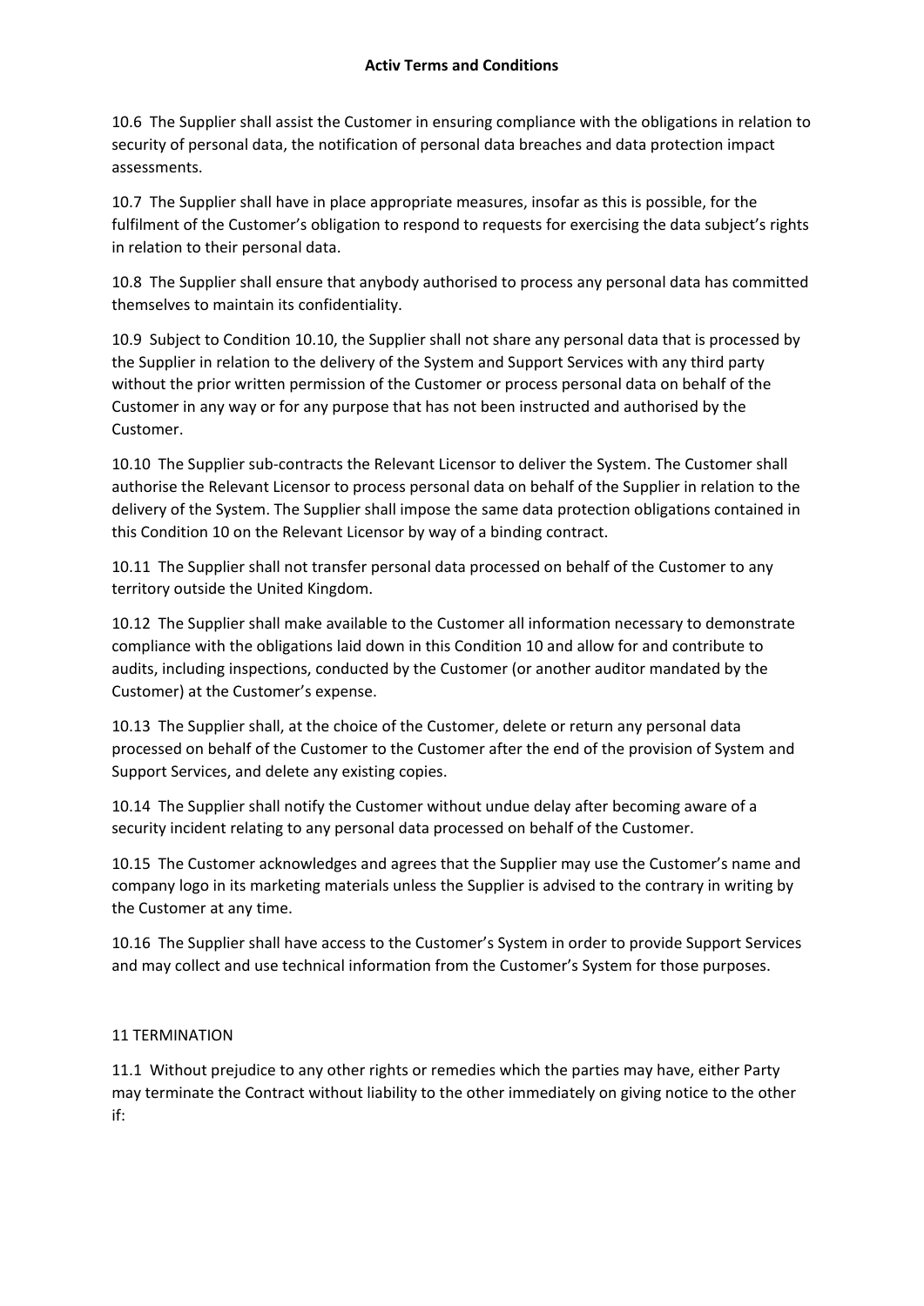10.6 The Supplier shall assist the Customer in ensuring compliance with the obligations in relation to security of personal data, the notification of personal data breaches and data protection impact assessments.

10.7 The Supplier shall have in place appropriate measures, insofar as this is possible, for the fulfilment of the Customer's obligation to respond to requests for exercising the data subject's rights in relation to their personal data.

10.8 The Supplier shall ensure that anybody authorised to process any personal data has committed themselves to maintain its confidentiality.

10.9 Subject to Condition 10.10, the Supplier shall not share any personal data that is processed by the Supplier in relation to the delivery of the System and Support Services with any third party without the prior written permission of the Customer or process personal data on behalf of the Customer in any way or for any purpose that has not been instructed and authorised by the Customer.

10.10 The Supplier sub-contracts the Relevant Licensor to deliver the System. The Customer shall authorise the Relevant Licensor to process personal data on behalf of the Supplier in relation to the delivery of the System. The Supplier shall impose the same data protection obligations contained in this Condition 10 on the Relevant Licensor by way of a binding contract.

10.11 The Supplier shall not transfer personal data processed on behalf of the Customer to any territory outside the United Kingdom.

10.12 The Supplier shall make available to the Customer all information necessary to demonstrate compliance with the obligations laid down in this Condition 10 and allow for and contribute to audits, including inspections, conducted by the Customer (or another auditor mandated by the Customer) at the Customer's expense.

10.13 The Supplier shall, at the choice of the Customer, delete or return any personal data processed on behalf of the Customer to the Customer after the end of the provision of System and Support Services, and delete any existing copies.

10.14 The Supplier shall notify the Customer without undue delay after becoming aware of a security incident relating to any personal data processed on behalf of the Customer.

10.15 The Customer acknowledges and agrees that the Supplier may use the Customer's name and company logo in its marketing materials unless the Supplier is advised to the contrary in writing by the Customer at any time.

10.16 The Supplier shall have access to the Customer's System in order to provide Support Services and may collect and use technical information from the Customer's System for those purposes.

## 11 TERMINATION

11.1 Without prejudice to any other rights or remedies which the parties may have, either Party may terminate the Contract without liability to the other immediately on giving notice to the other if: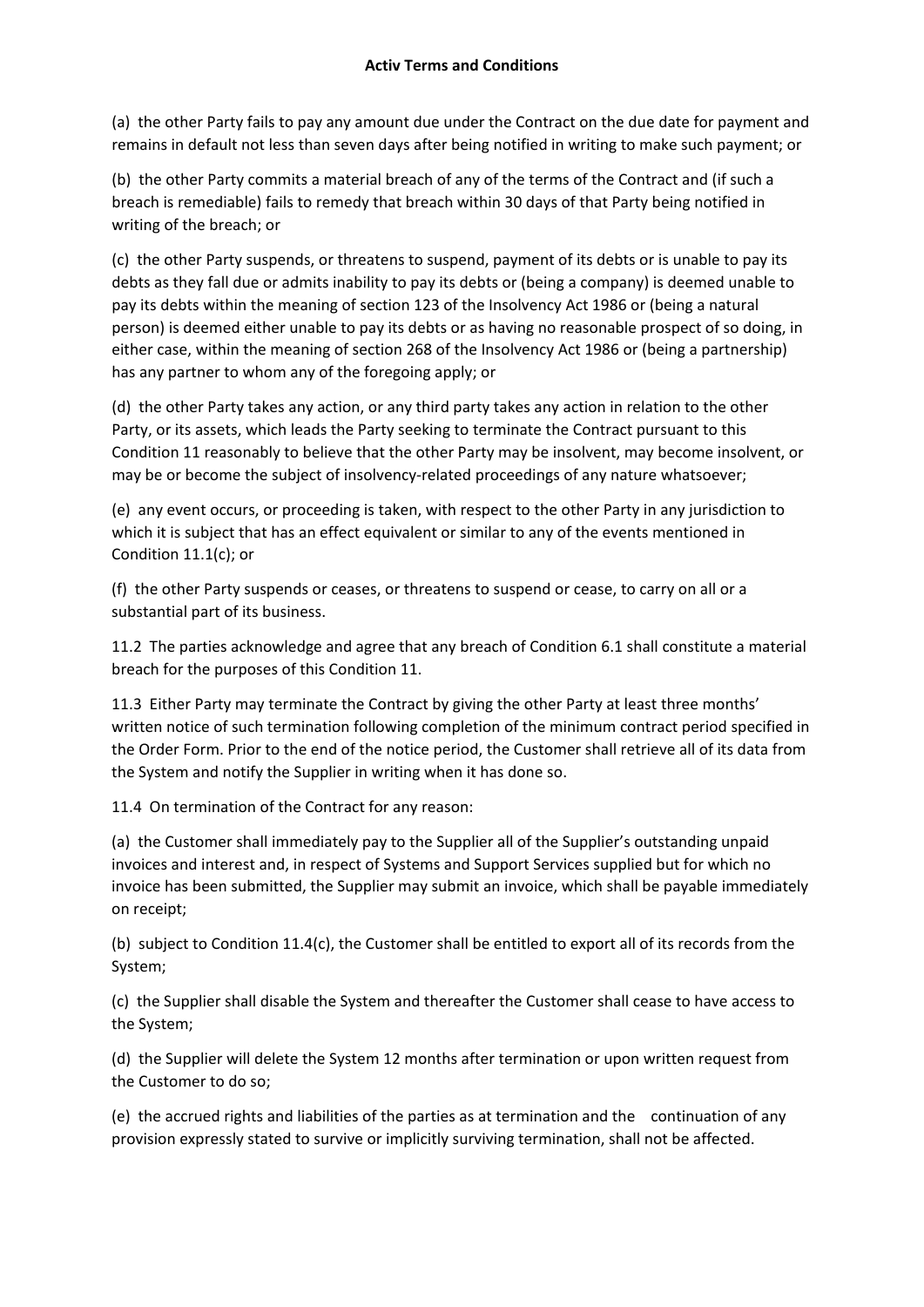(a) the other Party fails to pay any amount due under the Contract on the due date for payment and remains in default not less than seven days after being notified in writing to make such payment; or

(b) the other Party commits a material breach of any of the terms of the Contract and (if such a breach is remediable) fails to remedy that breach within 30 days of that Party being notified in writing of the breach; or

(c) the other Party suspends, or threatens to suspend, payment of its debts or is unable to pay its debts as they fall due or admits inability to pay its debts or (being a company) is deemed unable to pay its debts within the meaning of section 123 of the Insolvency Act 1986 or (being a natural person) is deemed either unable to pay its debts or as having no reasonable prospect of so doing, in either case, within the meaning of section 268 of the Insolvency Act 1986 or (being a partnership) has any partner to whom any of the foregoing apply; or

(d) the other Party takes any action, or any third party takes any action in relation to the other Party, or its assets, which leads the Party seeking to terminate the Contract pursuant to this Condition 11 reasonably to believe that the other Party may be insolvent, may become insolvent, or may be or become the subject of insolvency-related proceedings of any nature whatsoever;

(e) any event occurs, or proceeding is taken, with respect to the other Party in any jurisdiction to which it is subject that has an effect equivalent or similar to any of the events mentioned in Condition 11.1(c); or

(f) the other Party suspends or ceases, or threatens to suspend or cease, to carry on all or a substantial part of its business.

11.2 The parties acknowledge and agree that any breach of Condition 6.1 shall constitute a material breach for the purposes of this Condition 11.

11.3 Either Party may terminate the Contract by giving the other Party at least three months' written notice of such termination following completion of the minimum contract period specified in the Order Form. Prior to the end of the notice period, the Customer shall retrieve all of its data from the System and notify the Supplier in writing when it has done so.

11.4 On termination of the Contract for any reason:

(a) the Customer shall immediately pay to the Supplier all of the Supplier's outstanding unpaid invoices and interest and, in respect of Systems and Support Services supplied but for which no invoice has been submitted, the Supplier may submit an invoice, which shall be payable immediately on receipt;

(b) subject to Condition 11.4(c), the Customer shall be entitled to export all of its records from the System;

(c) the Supplier shall disable the System and thereafter the Customer shall cease to have access to the System;

(d) the Supplier will delete the System 12 months after termination or upon written request from the Customer to do so;

(e) the accrued rights and liabilities of the parties as at termination and the continuation of any provision expressly stated to survive or implicitly surviving termination, shall not be affected.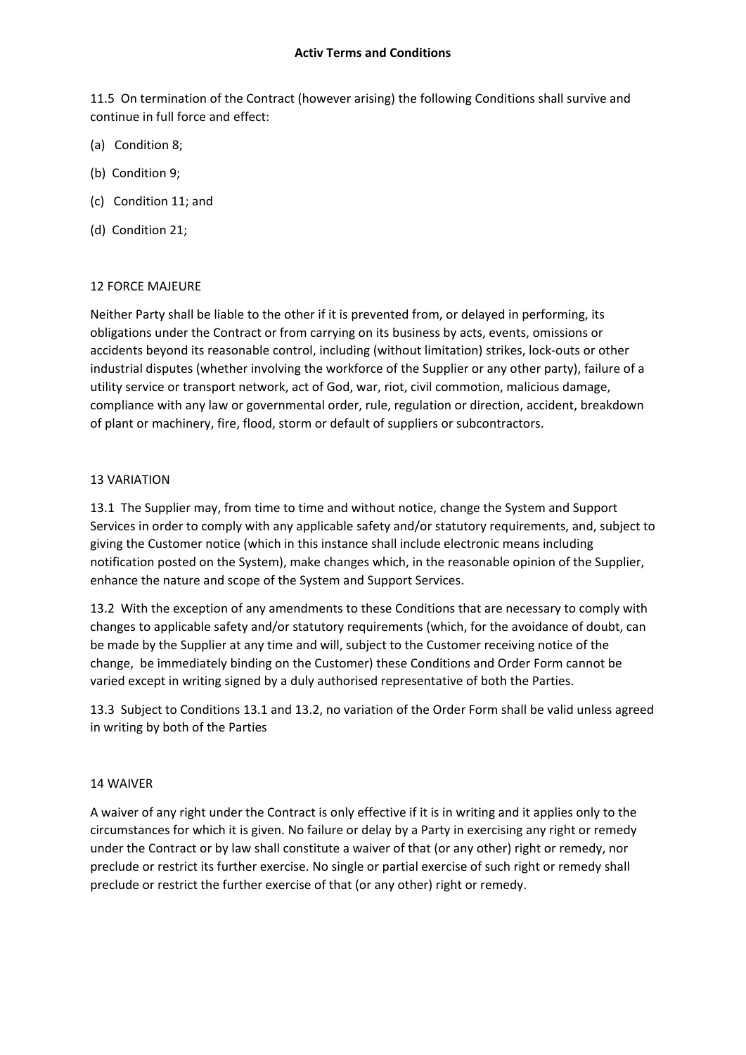11.5 On termination of the Contract (however arising) the following Conditions shall survive and continue in full force and effect:

(a) Condition 8;

(b) Condition 9;

(c) Condition 11; and

(d) Condition 21;

## 12 FORCE MAJEURE

Neither Party shall be liable to the other if it is prevented from, or delayed in performing, its obligations under the Contract or from carrying on its business by acts, events, omissions or accidents beyond its reasonable control, including (without limitation) strikes, lock-outs or other industrial disputes (whether involving the workforce of the Supplier or any other party), failure of a utility service or transport network, act of God, war, riot, civil commotion, malicious damage, compliance with any law or governmental order, rule, regulation or direction, accident, breakdown of plant or machinery, fire, flood, storm or default of suppliers or subcontractors.

## 13 VARIATION

13.1 The Supplier may, from time to time and without notice, change the System and Support Services in order to comply with any applicable safety and/or statutory requirements, and, subject to giving the Customer notice (which in this instance shall include electronic means including notification posted on the System), make changes which, in the reasonable opinion of the Supplier, enhance the nature and scope of the System and Support Services.

13.2 With the exception of any amendments to these Conditions that are necessary to comply with changes to applicable safety and/or statutory requirements (which, for the avoidance of doubt, can be made by the Supplier at any time and will, subject to the Customer receiving notice of the change, be immediately binding on the Customer) these Conditions and Order Form cannot be varied except in writing signed by a duly authorised representative of both the Parties.

13.3 Subject to Conditions 13.1 and 13.2, no variation of the Order Form shall be valid unless agreed in writing by both of the Parties

## 14 WAIVER

A waiver of any right under the Contract is only effective if it is in writing and it applies only to the circumstances for which it is given. No failure or delay by a Party in exercising any right or remedy under the Contract or by law shall constitute a waiver of that (or any other) right or remedy, nor preclude or restrict its further exercise. No single or partial exercise of such right or remedy shall preclude or restrict the further exercise of that (or any other) right or remedy.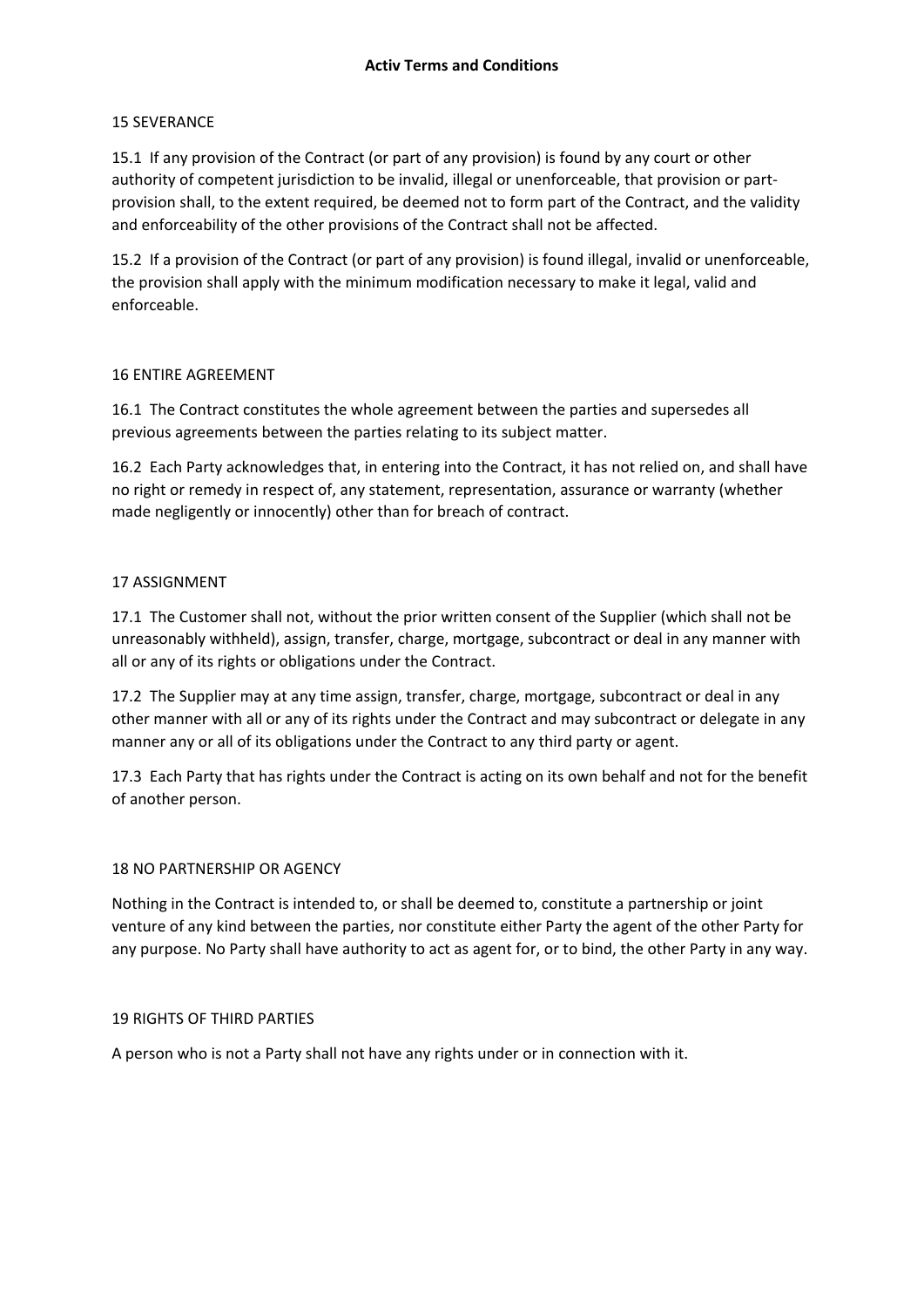## 15 SEVERANCE

15.1 If any provision of the Contract (or part of any provision) is found by any court or other authority of competent jurisdiction to be invalid, illegal or unenforceable, that provision or part-provision shall, to the extent required, be deemed not to form part of the Contract, and the validity and enforceability of the other provisions of the Contract shall not be affected.

15.2 If a provision of the Contract (or part of any provision) is found illegal, invalid or unenforceable, the provision shall apply with the minimum modification necessary to make it legal, valid and enforceable.

## 16 ENTIRE AGREEMENT

16.1 The Contract constitutes the whole agreement between the parties and supersedes all previous agreements between the parties relating to its subject matter.

16.2 Each Party acknowledges that, in entering into the Contract, it has not relied on, and shall have no right or remedy in respect of, any statement, representation, assurance or warranty (whether made negligently or innocently) other than for breach of contract.

## 17 ASSIGNMENT

17.1 The Customer shall not, without the prior written consent of the Supplier (which shall not be unreasonably withheld), assign, transfer, charge, mortgage, subcontract or deal in any manner with all or any of its rights or obligations under the Contract.

17.2 The Supplier may at any time assign, transfer, charge, mortgage, subcontract or deal in any other manner with all or any of its rights under the Contract and may subcontract or delegate in any manner any or all of its obligations under the Contract to any third party or agent.

17.3 Each Party that has rights under the Contract is acting on its own behalf and not for the benefit of another person.

## 18 NO PARTNERSHIP OR AGENCY

Nothing in the Contract is intended to, or shall be deemed to, constitute a partnership or joint venture of any kind between the parties, nor constitute either Party the agent of the other Party for any purpose. No Party shall have authority to act as agent for, or to bind, the other Party in any way.

## 19 RIGHTS OF THIRD PARTIES

A person who is not a Party shall not have any rights under or in connection with it.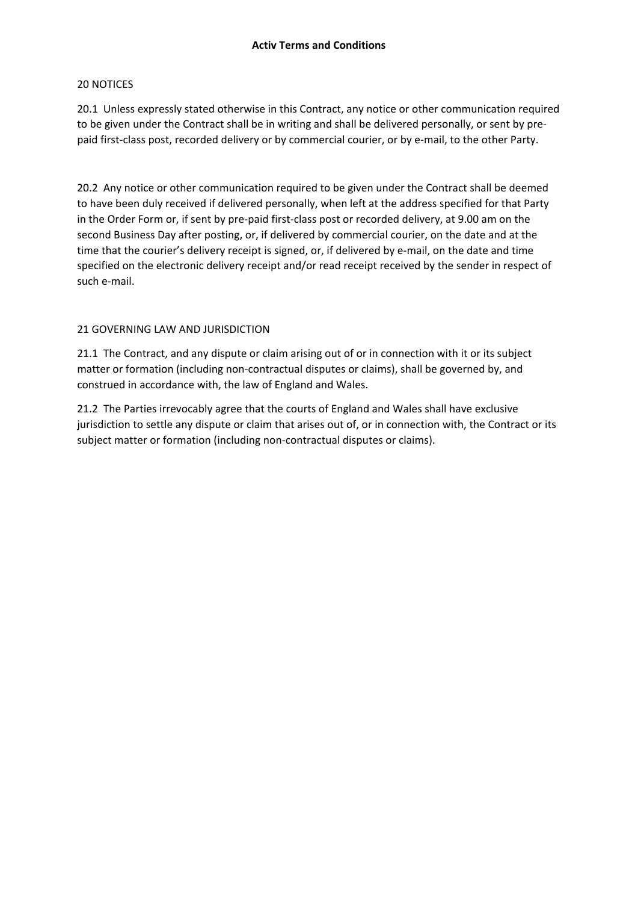## 20 NOTICES

20.1 Unless expressly stated otherwise in this Contract, any notice or other communication required to be given under the Contract shall be in writing and shall be delivered personally, or sent by pre-paid first-class post, recorded delivery or by commercial courier, or by e-mail, to the other Party.

20.2 Any notice or other communication required to be given under the Contract shall be deemed to have been duly received if delivered personally, when left at the address specified for that Party in the Order Form or, if sent by pre-paid first-class post or recorded delivery, at 9.00 am on the second Business Day after posting, or, if delivered by commercial courier, on the date and at the time that the courier's delivery receipt is signed, or, if delivered by e-mail, on the date and time specified on the electronic delivery receipt and/or read receipt received by the sender in respect of such e-mail.

## 21 GOVERNING LAW AND JURISDICTION

21.1 The Contract, and any dispute or claim arising out of or in connection with it or its subject matter or formation (including non-contractual disputes or claims), shall be governed by, and construed in accordance with, the law of England and Wales.

21.2 The Parties irrevocably agree that the courts of England and Wales shall have exclusive jurisdiction to settle any dispute or claim that arises out of, or in connection with, the Contract or its subject matter or formation (including non-contractual disputes or claims).